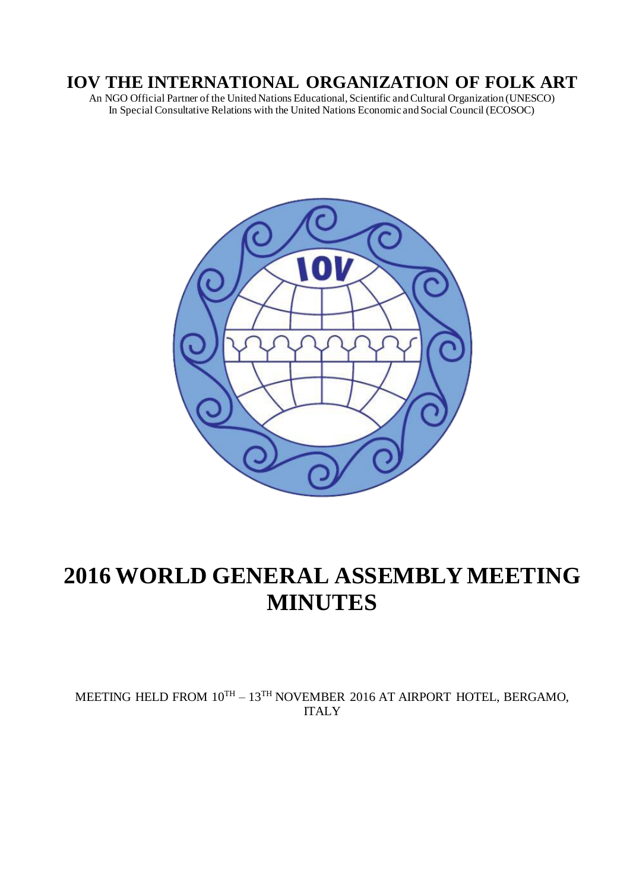# IOV THE INTERNATIONAL ORGANIZATION OF FOLK ART

An NGO Official Partner of the United Nations Educational, Scientific and Cultural Organization (UNESCO)
In Special Consultative Relations with the United Nations Economic and Social Council (ECOSOC)

# 2016 WORLD GENERAL ASSEMBLY MEETING MINUTES

MEETING HELD FROM 10TH – 13TH NOVEMBER 2016 AT AIRPORT HOTEL, BERGAMO, ITALY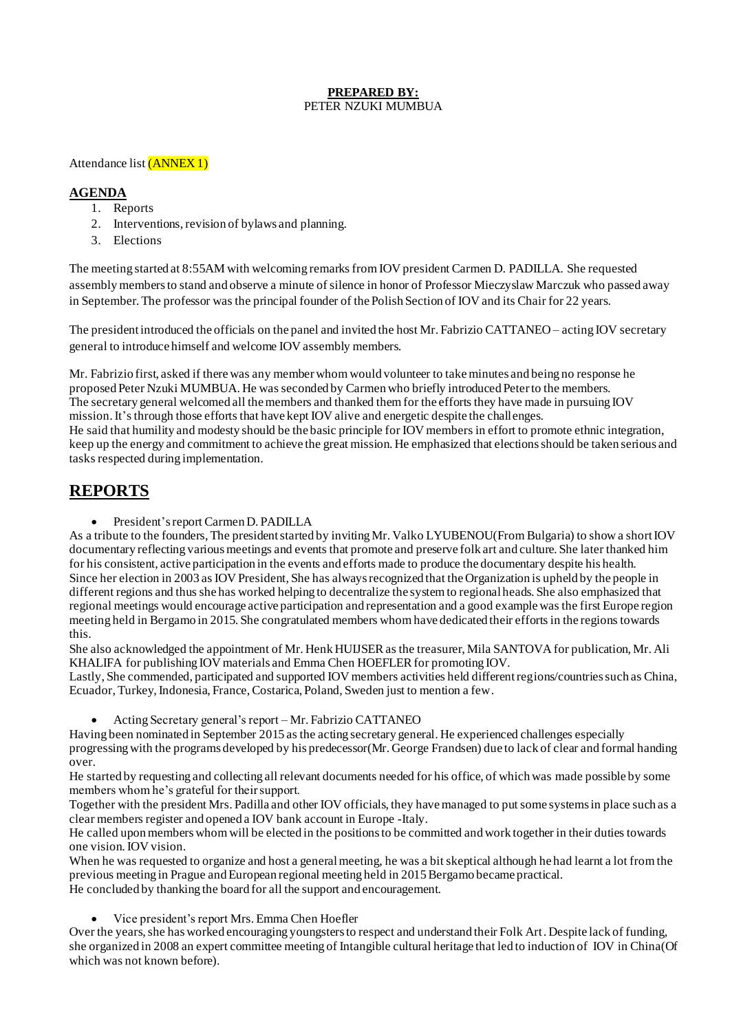**PREPARED BY:**
PETER NZUKI MUMBUA

Attendance list (ANNEX 1)

## AGENDA

1. Reports
2. Interventions, revision of bylaws and planning.
3. Elections

The meeting started at 8:55AM with welcoming remarks from IOV president Carmen D. PADILLA. She requested assembly members to stand and observe a minute of silence in honor of Professor Mieczyslaw Marczuk who passed away in September. The professor was the principal founder of the Polish Section of IOV and its Chair for 22 years.

The president introduced the officials on the panel and invited the host Mr. Fabrizio CATTANEO – acting IOV secretary general to introduce himself and welcome IOV assembly members.

Mr. Fabrizio first, asked if there was any member whom would volunteer to take minutes and being no response he proposed Peter Nzuki MUMBUA. He was seconded by Carmen who briefly introduced Peter to the members.
The secretary general welcomed all the members and thanked them for the efforts they have made in pursuing IOV mission. It's through those efforts that have kept IOV alive and energetic despite the challenges.
He said that humility and modesty should be the basic principle for IOV members in effort to promote ethnic integration, keep up the energy and commitment to achieve the great mission. He emphasized that elections should be taken serious and tasks respected during implementation.

# REPORTS

- President's report Carmen D. PADILLA

As a tribute to the founders, The president started by inviting Mr. Valko LYUBENOU(From Bulgaria) to show a short IOV documentary reflecting various meetings and events that promote and preserve folk art and culture. She later thanked him for his consistent, active participation in the events and efforts made to produce the documentary despite his health.
Since her election in 2003 as IOV President, She has always recognized that the Organization is upheld by the people in different regions and thus she has worked helping to decentralize the system to regional heads. She also emphasized that regional meetings would encourage active participation and representation and a good example was the first Europe region meeting held in Bergamo in 2015. She congratulated members whom have dedicated their efforts in the regions towards this.
She also acknowledged the appointment of Mr. Henk HUIJSER as the treasurer, Mila SANTOVA for publication, Mr. Ali KHALIFA for publishing IOV materials and Emma Chen HOEFLER for promoting IOV.
Lastly, She commended, participated and supported IOV members activities held different regions/countries such as China, Ecuador, Turkey, Indonesia, France, Costarica, Poland, Sweden just to mention a few.

- Acting Secretary general's report – Mr. Fabrizio CATTANEO

Having been nominated in September 2015 as the acting secretary general. He experienced challenges especially progressing with the programs developed by his predecessor(Mr. George Frandsen) due to lack of clear and formal handing over.
He started by requesting and collecting all relevant documents needed for his office, of which was made possible by some members whom he's grateful for their support.
Together with the president Mrs. Padilla and other IOV officials, they have managed to put some systems in place such as a clear members register and opened a IOV bank account in Europe -Italy.
He called upon members whom will be elected in the positions to be committed and work together in their duties towards one vision. IOV vision.
When he was requested to organize and host a general meeting, he was a bit skeptical although he had learnt a lot from the previous meeting in Prague and European regional meeting held in 2015 Bergamo became practical.
He concluded by thanking the board for all the support and encouragement.

- Vice president's report Mrs. Emma Chen Hoefler

Over the years, she has worked encouraging youngsters to respect and understand their Folk Art. Despite lack of funding, she organized in 2008 an expert committee meeting of Intangible cultural heritage that led to induction of IOV in China(Of which was not known before).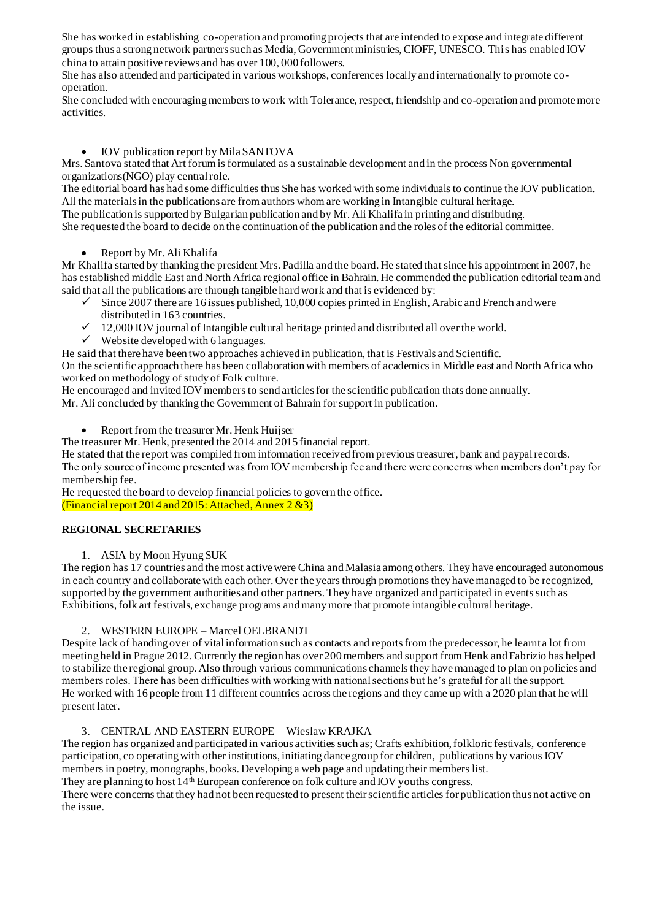She has worked in establishing co-operation and promoting projects that are intended to expose and integrate different groups thus a strong network partners such as Media, Government ministries, CIOFF, UNESCO. This has enabled IOV china to attain positive reviews and has over 100, 000 followers.
She has also attended and participated in various workshops, conferences locally and internationally to promote co-operation.
She concluded with encouraging members to work with Tolerance, respect, friendship and co-operation and promote more activities.

- IOV publication report by Mila SANTOVA

Mrs. Santova stated that Art forum is formulated as a sustainable development and in the process Non governmental organizations(NGO) play central role.
The editorial board has had some difficulties thus She has worked with some individuals to continue the IOV publication.
All the materials in the publications are from authors whom are working in Intangible cultural heritage.
The publication is supported by Bulgarian publication and by Mr. Ali Khalifa in printing and distributing.
She requested the board to decide on the continuation of the publication and the roles of the editorial committee.

- Report by Mr. Ali Khalifa

Mr Khalifa started by thanking the president Mrs. Padilla and the board. He stated that since his appointment in 2007, he has established middle East and North Africa regional office in Bahrain. He commended the publication editorial team and said that all the publications are through tangible hard work and that is evidenced by:

- ✓ Since 2007 there are 16 issues published, 10,000 copies printed in English, Arabic and French and were distributed in 163 countries.
- ✓ 12,000 IOV journal of Intangible cultural heritage printed and distributed all over the world.
- ✓ Website developed with 6 languages.

He said that there have been two approaches achieved in publication, that is Festivals and Scientific.
On the scientific approach there has been collaboration with members of academics in Middle east and North Africa who worked on methodology of study of Folk culture.
He encouraged and invited IOV members to send articles for the scientific publication thats done annually.
Mr. Ali concluded by thanking the Government of Bahrain for support in publication.

- Report from the treasurer Mr. Henk Huijser

The treasurer Mr. Henk, presented the 2014 and 2015 financial report.
He stated that the report was compiled from information received from previous treasurer, bank and paypal records.
The only source of income presented was from IOV membership fee and there were concerns when members don't pay for membership fee.
He requested the board to develop financial policies to govern the office.
(Financial report 2014 and 2015: Attached, Annex 2 &3)

**REGIONAL SECRETARIES**

1. ASIA by Moon Hyung SUK

The region has 17 countries and the most active were China and Malasia among others. They have encouraged autonomous in each country and collaborate with each other. Over the years through promotions they have managed to be recognized, supported by the government authorities and other partners. They have organized and participated in events such as Exhibitions, folk art festivals, exchange programs and many more that promote intangible cultural heritage.

2. WESTERN EUROPE – Marcel OELBRANDT

Despite lack of handing over of vital information such as contacts and reports from the predecessor, he learnt a lot from meeting held in Prague 2012. Currently the region has over 200 members and support from Henk and Fabrizio has helped to stabilize the regional group. Also through various communications channels they have managed to plan on policies and members roles. There has been difficulties with working with national sections but he's grateful for all the support.
He worked with 16 people from 11 different countries across the regions and they came up with a 2020 plan that he will present later.

3. CENTRAL AND EASTERN EUROPE – Wieslaw KRAJKA

The region has organized and participated in various activities such as; Crafts exhibition, folkloric festivals, conference participation, co operating with other institutions, initiating dance group for children, publications by various IOV members in poetry, monographs, books. Developing a web page and updating their members list.
They are planning to host 14th European conference on folk culture and IOV youths congress.
There were concerns that they had not been requested to present their scientific articles for publication thus not active on the issue.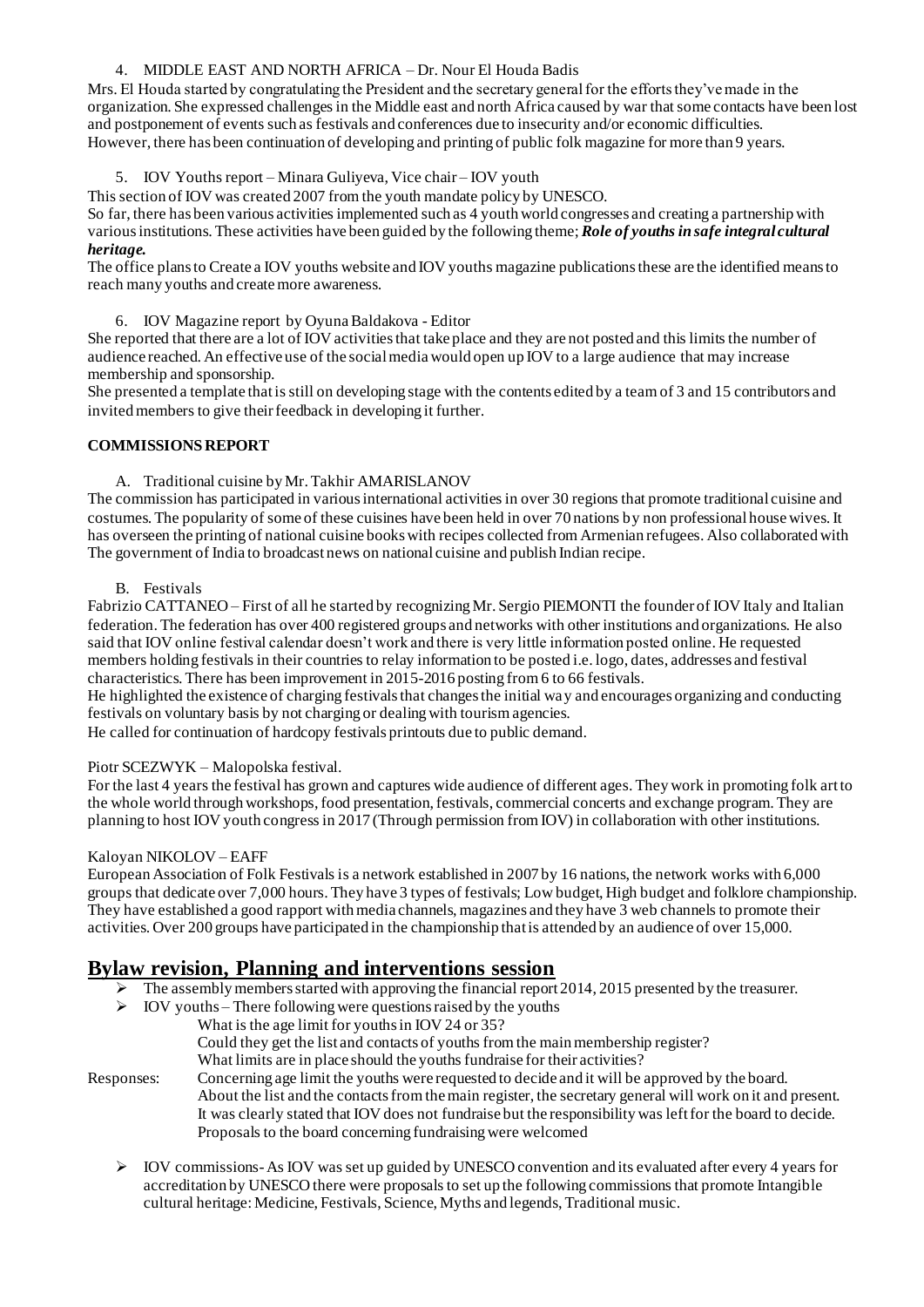4. MIDDLE EAST AND NORTH AFRICA – Dr. Nour El Houda Badis

Mrs. El Houda started by congratulating the President and the secretary general for the efforts they've made in the organization. She expressed challenges in the Middle east and north Africa caused by war that some contacts have been lost and postponement of events such as festivals and conferences due to insecurity and/or economic difficulties.
However, there has been continuation of developing and printing of public folk magazine for more than 9 years.

5. IOV Youths report – Minara Guliyeva, Vice chair – IOV youth

This section of IOV was created 2007 from the youth mandate policy by UNESCO.
So far, there has been various activities implemented such as 4 youth world congresses and creating a partnership with various institutions. These activities have been guided by the following theme; ***Role of youths in safe integral cultural heritage.***
The office plans to Create a IOV youths website and IOV youths magazine publications these are the identified means to reach many youths and create more awareness.

6. IOV Magazine report by Oyuna Baldakova - Editor

She reported that there are a lot of IOV activities that take place and they are not posted and this limits the number of audience reached. An effective use of the social media would open up IOV to a large audience that may increase membership and sponsorship.
She presented a template that is still on developing stage with the contents edited by a team of 3 and 15 contributors and invited members to give their feedback in developing it further.

**COMMISSIONS REPORT**

A. Traditional cuisine by Mr. Takhir AMARISLANOV

The commission has participated in various international activities in over 30 regions that promote traditional cuisine and costumes. The popularity of some of these cuisines have been held in over 70 nations by non professional house wives. It has overseen the printing of national cuisine books with recipes collected from Armenian refugees. Also collaborated with The government of India to broadcast news on national cuisine and publish Indian recipe.

B. Festivals

Fabrizio CATTANEO – First of all he started by recognizing Mr. Sergio PIEMONTI the founder of IOV Italy and Italian federation. The federation has over 400 registered groups and networks with other institutions and organizations. He also said that IOV online festival calendar doesn't work and there is very little information posted online. He requested members holding festivals in their countries to relay information to be posted i.e. logo, dates, addresses and festival characteristics. There has been improvement in 2015-2016 posting from 6 to 66 festivals.
He highlighted the existence of charging festivals that changes the initial way and encourages organizing and conducting festivals on voluntary basis by not charging or dealing with tourism agencies.
He called for continuation of hardcopy festivals printouts due to public demand.

Piotr SCEZWYK – Malopolska festival.

For the last 4 years the festival has grown and captures wide audience of different ages. They work in promoting folk art to the whole world through workshops, food presentation, festivals, commercial concerts and exchange program. They are planning to host IOV youth congress in 2017 (Through permission from IOV) in collaboration with other institutions.

Kaloyan NIKOLOV – EAFF

European Association of Folk Festivals is a network established in 2007 by 16 nations, the network works with 6,000 groups that dedicate over 7,000 hours. They have 3 types of festivals; Low budget, High budget and folklore championship. They have established a good rapport with media channels, magazines and they have 3 web channels to promote their activities. Over 200 groups have participated in the championship that is attended by an audience of over 15,000.

## Bylaw revision, Planning and interventions session

- The assembly members started with approving the financial report 2014, 2015 presented by the treasurer.
- IOV youths – There following were questions raised by the youths
  - What is the age limit for youths in IOV 24 or 35?
  - Could they get the list and contacts of youths from the main membership register?
  - What limits are in place should the youths fundraise for their activities?

Responses:
- Concerning age limit the youths were requested to decide and it will be approved by the board.
- About the list and the contacts from the main register, the secretary general will work on it and present.
- It was clearly stated that IOV does not fundraise but the responsibility was left for the board to decide.
- Proposals to the board concerning fundraising were welcomed

- IOV commissions- As IOV was set up guided by UNESCO convention and its evaluated after every 4 years for accreditation by UNESCO there were proposals to set up the following commissions that promote Intangible cultural heritage: Medicine, Festivals, Science, Myths and legends, Traditional music.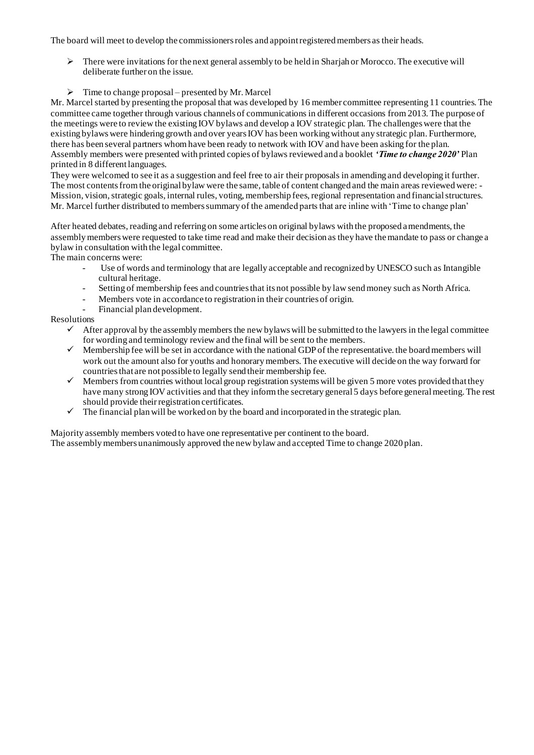The board will meet to develop the commissioners roles and appoint registered members as their heads.

- There were invitations for the next general assembly to be held in Sharjah or Morocco. The executive will deliberate further on the issue.

- Time to change proposal – presented by Mr. Marcel

Mr. Marcel started by presenting the proposal that was developed by 16 member committee representing 11 countries. The committee came together through various channels of communications in different occasions from 2013. The purpose of the meetings were to review the existing IOV bylaws and develop a IOV strategic plan. The challenges were that the existing bylaws were hindering growth and over years IOV has been working without any strategic plan. Furthermore, there has been several partners whom have been ready to network with IOV and have been asking for the plan. Assembly members were presented with printed copies of bylaws reviewed and a booklet ***'Time to change 2020'*** Plan printed in 8 different languages.

They were welcomed to see it as a suggestion and feel free to air their proposals in amending and developing it further. The most contents from the original bylaw were the same, table of content changed and the main areas reviewed were: - Mission, vision, strategic goals, internal rules, voting, membership fees, regional representation and financial structures. Mr. Marcel further distributed to members summary of the amended parts that are inline with 'Time to change plan'

After heated debates, reading and referring on some articles on original bylaws with the proposed amendments, the assembly members were requested to take time read and make their decision as they have the mandate to pass or change a bylaw in consultation with the legal committee.

The main concerns were:

- Use of words and terminology that are legally acceptable and recognized by UNESCO such as Intangible cultural heritage.
- Setting of membership fees and countries that its not possible by law send money such as North Africa.
- Members vote in accordance to registration in their countries of origin.
- Financial plan development.

Resolutions

- ✓ After approval by the assembly members the new bylaws will be submitted to the lawyers in the legal committee for wording and terminology review and the final will be sent to the members.
- ✓ Membership fee will be set in accordance with the national GDP of the representative. the board members will work out the amount also for youths and honorary members. The executive will decide on the way forward for countries that are not possible to legally send their membership fee.
- ✓ Members from countries without local group registration systems will be given 5 more votes provided that they have many strong IOV activities and that they inform the secretary general 5 days before general meeting. The rest should provide their registration certificates.
- ✓ The financial plan will be worked on by the board and incorporated in the strategic plan.

Majority assembly members voted to have one representative per continent to the board.
The assembly members unanimously approved the new bylaw and accepted Time to change 2020 plan.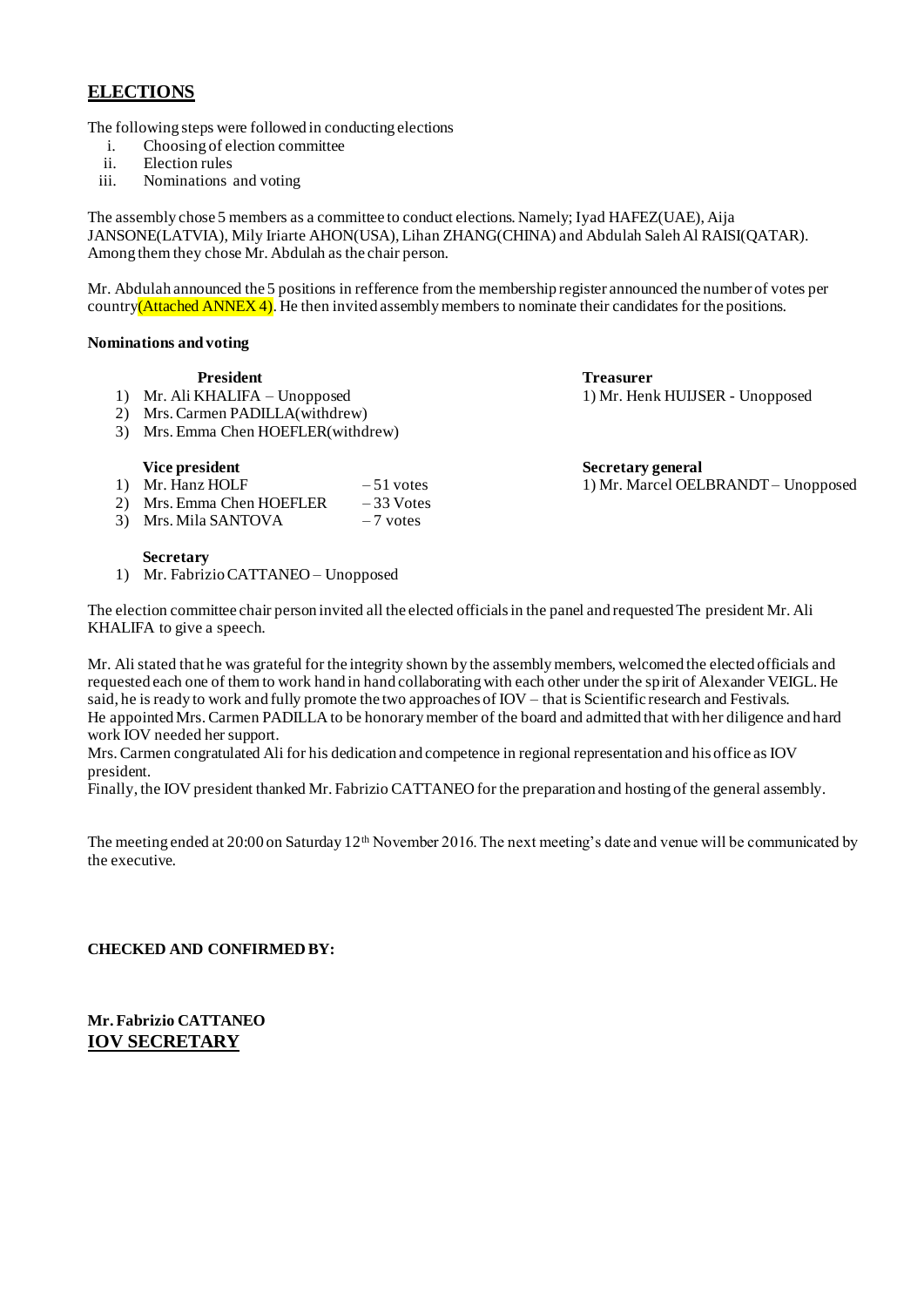## ELECTIONS

The following steps were followed in conducting elections

i. Choosing of election committee
ii. Election rules
iii. Nominations and voting

The assembly chose 5 members as a committee to conduct elections. Namely; Iyad HAFEZ(UAE), Aija JANSONE(LATVIA), Mily Iriarte AHON(USA), Lihan ZHANG(CHINA) and Abdulah Saleh Al RAISI(QATAR). Among them they chose Mr. Abdulah as the chair person.

Mr. Abdulah announced the 5 positions in refference from the membership register announced the number of votes per country(Attached ANNEX 4). He then invited assembly members to nominate their candidates for the positions.

**Nominations and voting**

**President**

1) Mr. Ali KHALIFA – Unopposed
2) Mrs. Carmen PADILLA(withdrew)
3) Mrs. Emma Chen HOEFLER(withdrew)

**Vice president**

1) Mr. Hanz HOLF – 51 votes
2) Mrs. Emma Chen HOEFLER – 33 Votes
3) Mrs. Mila SANTOVA – 7 votes

**Secretary**

1) Mr. Fabrizio CATTANEO – Unopposed

**Treasurer**

1) Mr. Henk HUIJSER - Unopposed

**Secretary general**

1) Mr. Marcel OELBRANDT – Unopposed

The election committee chair person invited all the elected officials in the panel and requested The president Mr. Ali KHALIFA to give a speech.

Mr. Ali stated that he was grateful for the integrity shown by the assembly members, welcomed the elected officials and requested each one of them to work hand in hand collaborating with each other under the spirit of Alexander VEIGL. He said, he is ready to work and fully promote the two approaches of IOV – that is Scientific research and Festivals.
He appointed Mrs. Carmen PADILLA to be honorary member of the board and admitted that with her diligence and hard work IOV needed her support.
Mrs. Carmen congratulated Ali for his dedication and competence in regional representation and his office as IOV president.
Finally, the IOV president thanked Mr. Fabrizio CATTANEO for the preparation and hosting of the general assembly.

The meeting ended at 20:00 on Saturday 12th November 2016. The next meeting's date and venue will be communicated by the executive.

**CHECKED AND CONFIRMED BY:**

**Mr. Fabrizio CATTANEO**
**IOV SECRETARY**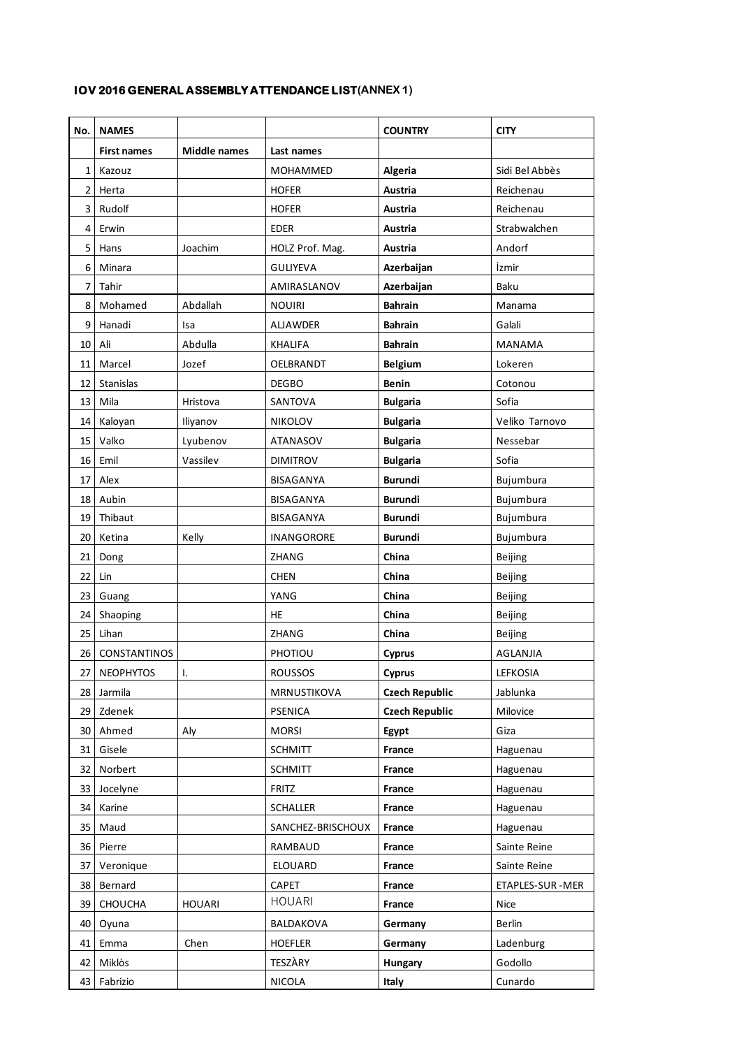**IOV 2016 GENERAL ASSEMBLY ATTENDANCE LIST**(ANNEX 1)

| No. | NAMES | | | COUNTRY | CITY |
|---|---|---|---|---|---|
| | First names | Middle names | Last names | | |
| 1 | Kazouz | | MOHAMMED | **Algeria** | Sidi Bel Abbès |
| 2 | Herta | | HOFER | **Austria** | Reichenau |
| 3 | Rudolf | | HOFER | **Austria** | Reichenau |
| 4 | Erwin | | EDER | **Austria** | Strabwalchen |
| 5 | Hans | Joachim | HOLZ Prof. Mag. | **Austria** | Andorf |
| 6 | Minara | | GULIYEVA | **Azerbaijan** | İzmir |
| 7 | Tahir | | AMIRASLANOV | **Azerbaijan** | Baku |
| 8 | Mohamed | Abdallah | NOUIRI | **Bahrain** | Manama |
| 9 | Hanadi | Isa | ALJAWDER | **Bahrain** | Galali |
| 10 | Ali | Abdulla | KHALIFA | **Bahrain** | MANAMA |
| 11 | Marcel | Jozef | OELBRANDT | **Belgium** | Lokeren |
| 12 | Stanislas | | DEGBO | **Benin** | Cotonou |
| 13 | Mila | Hristova | SANTOVA | **Bulgaria** | Sofia |
| 14 | Kaloyan | Iliyanov | NIKOLOV | **Bulgaria** | Veliko Tarnovo |
| 15 | Valko | Lyubenov | ATANASOV | **Bulgaria** | Nessebar |
| 16 | Emil | Vassilev | DIMITROV | **Bulgaria** | Sofia |
| 17 | Alex | | BISAGANYA | **Burundi** | Bujumbura |
| 18 | Aubin | | BISAGANYA | **Burundi** | Bujumbura |
| 19 | Thibaut | | BISAGANYA | **Burundi** | Bujumbura |
| 20 | Ketina | Kelly | INANGORORE | **Burundi** | Bujumbura |
| 21 | Dong | | ZHANG | **China** | Beijing |
| 22 | Lin | | CHEN | **China** | Beijing |
| 23 | Guang | | YANG | **China** | Beijing |
| 24 | Shaoping | | HE | **China** | Beijing |
| 25 | Lihan | | ZHANG | **China** | Beijing |
| 26 | CONSTANTINOS | | PHOTIOU | **Cyprus** | AGLANJIA |
| 27 | NEOPHYTOS | I. | ROUSSOS | **Cyprus** | LEFKOSIA |
| 28 | Jarmila | | MRNUSTIKOVA | **Czech Republic** | Jablunka |
| 29 | Zdenek | | PSENICA | **Czech Republic** | Milovice |
| 30 | Ahmed | Aly | MORSI | **Egypt** | Giza |
| 31 | Gisele | | SCHMITT | **France** | Haguenau |
| 32 | Norbert | | SCHMITT | **France** | Haguenau |
| 33 | Jocelyne | | FRITZ | **France** | Haguenau |
| 34 | Karine | | SCHALLER | **France** | Haguenau |
| 35 | Maud | | SANCHEZ-BRISCHOUX | **France** | Haguenau |
| 36 | Pierre | | RAMBAUD | **France** | Sainte Reine |
| 37 | Veronique | | ELOUARD | **France** | Sainte Reine |
| 38 | Bernard | | CAPET | **France** | ETAPLES-SUR -MER |
| 39 | CHOUCHA | HOUARI | HOUARI | **France** | Nice |
| 40 | Oyuna | | BALDAKOVA | **Germany** | Berlin |
| 41 | Emma | Chen | HOEFLER | **Germany** | Ladenburg |
| 42 | Miklòs | | TESZÀRY | **Hungary** | Godollo |
| 43 | Fabrizio | | NICOLA | **Italy** | Cunardo |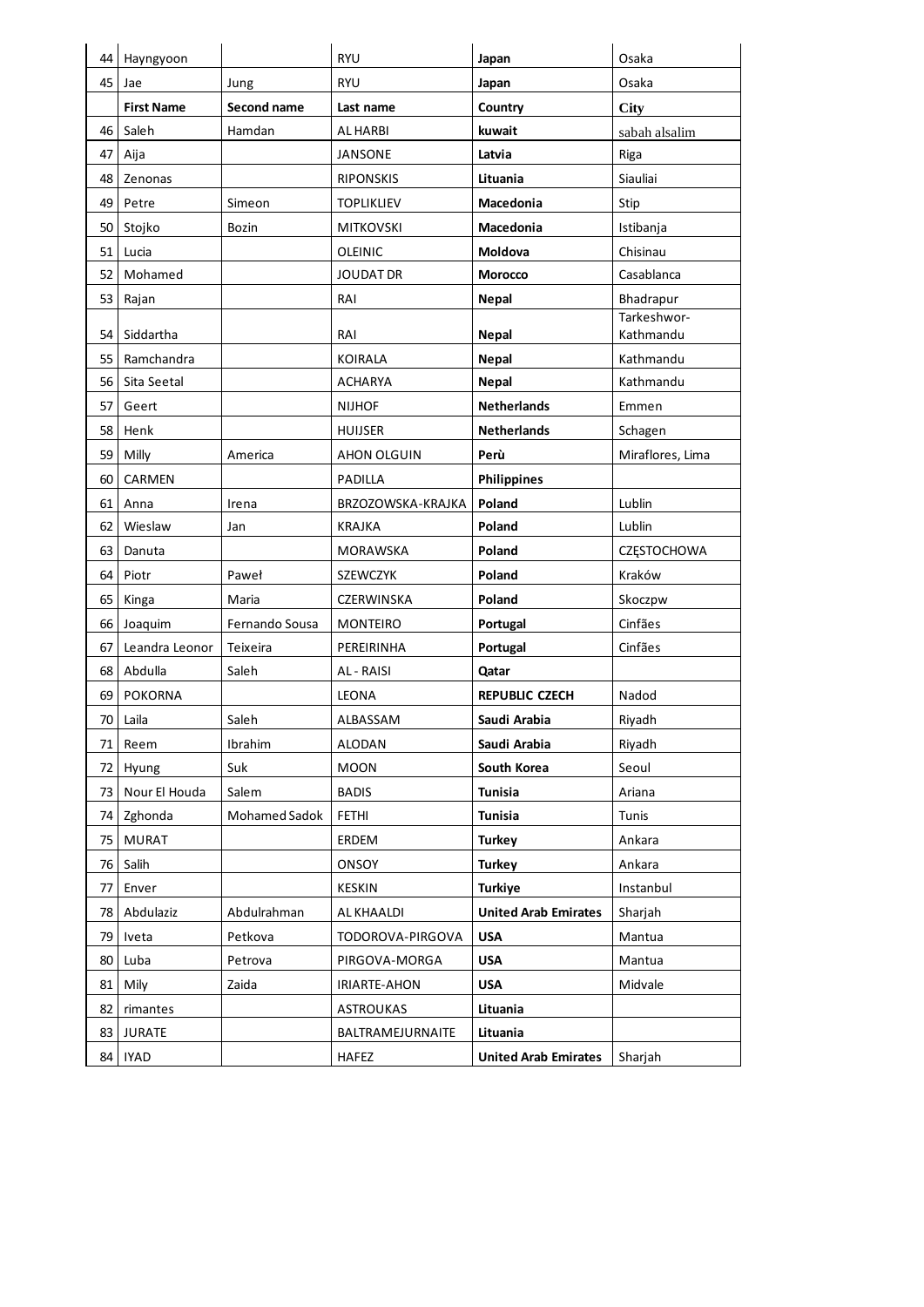| | | | | | |
|---|---|---|---|---|---|
| 44 | Hayngyoon | | RYU | **Japan** | Osaka |
| 45 | Jae | Jung | RYU | **Japan** | Osaka |
| | **First Name** | **Second name** | **Last name** | **Country** | **City** |
| 46 | Saleh | Hamdan | AL HARBI | **kuwait** | sabah alsalim |
| 47 | Aija | | JANSONE | **Latvia** | Riga |
| 48 | Zenonas | | RIPONSKIS | **Lituania** | Siauliai |
| 49 | Petre | Simeon | TOPLIKLIEV | **Macedonia** | Stip |
| 50 | Stojko | Bozin | MITKOVSKI | **Macedonia** | Istibanja |
| 51 | Lucia | | OLEINIC | **Moldova** | Chisinau |
| 52 | Mohamed | | JOUDAT DR | **Morocco** | Casablanca |
| 53 | Rajan | | RAI | **Nepal** | Bhadrapur |
| 54 | Siddartha | | RAI | **Nepal** | Tarkeshwor-Kathmandu |
| 55 | Ramchandra | | KOIRALA | **Nepal** | Kathmandu |
| 56 | Sita Seetal | | ACHARYA | **Nepal** | Kathmandu |
| 57 | Geert | | NIJHOF | **Netherlands** | Emmen |
| 58 | Henk | | HUIJSER | **Netherlands** | Schagen |
| 59 | Milly | America | AHON OLGUIN | **Perù** | Miraflores, Lima |
| 60 | CARMEN | | PADILLA | **Philippines** | |
| 61 | Anna | Irena | BRZOZOWSKA-KRAJKA | **Poland** | Lublin |
| 62 | Wieslaw | Jan | KRAJKA | **Poland** | Lublin |
| 63 | Danuta | | MORAWSKA | **Poland** | CZĘSTOCHOWA |
| 64 | Piotr | Paweł | SZEWCZYK | **Poland** | Kraków |
| 65 | Kinga | Maria | CZERWINSKA | **Poland** | Skoczpw |
| 66 | Joaquim | Fernando Sousa | MONTEIRO | **Portugal** | Cinfães |
| 67 | Leandra Leonor | Teixeira | PEREIRINHA | **Portugal** | Cinfães |
| 68 | Abdulla | Saleh | AL - RAISI | **Qatar** | |
| 69 | POKORNA | | LEONA | **REPUBLIC CZECH** | Nadod |
| 70 | Laila | Saleh | ALBASSAM | **Saudi Arabia** | Riyadh |
| 71 | Reem | Ibrahim | ALODAN | **Saudi Arabia** | Riyadh |
| 72 | Hyung | Suk | MOON | **South Korea** | Seoul |
| 73 | Nour El Houda | Salem | BADIS | **Tunisia** | Ariana |
| 74 | Zghonda | Mohamed Sadok | FETHI | **Tunisia** | Tunis |
| 75 | MURAT | | ERDEM | **Turkey** | Ankara |
| 76 | Salih | | ONSOY | **Turkey** | Ankara |
| 77 | Enver | | KESKIN | **Turkiye** | Instanbul |
| 78 | Abdulaziz | Abdulrahman | AL KHAALDI | **United Arab Emirates** | Sharjah |
| 79 | Iveta | Petkova | TODOROVA-PIRGOVA | **USA** | Mantua |
| 80 | Luba | Petrova | PIRGOVA-MORGA | **USA** | Mantua |
| 81 | Mily | Zaida | IRIARTE-AHON | **USA** | Midvale |
| 82 | rimantes | | ASTROUKAS | **Lituania** | |
| 83 | JURATE | | BALTRAMEJURNAITE | **Lituania** | |
| 84 | IYAD | | HAFEZ | **United Arab Emirates** | Sharjah |